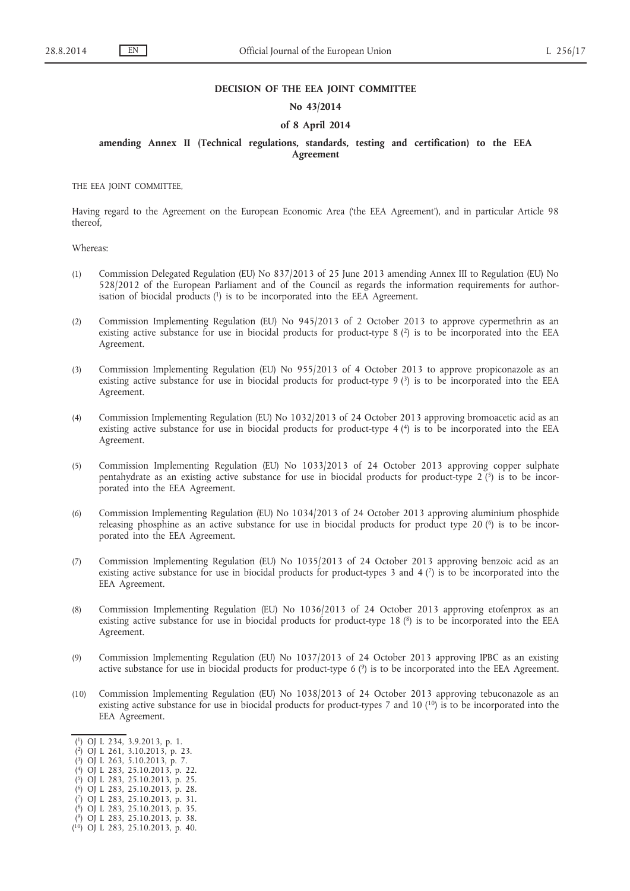**DECISION OF THE EEA JOINT COMMITTEE**

**No 43/2014**

**of 8 April 2014**

**amending Annex II (Technical regulations, standards, testing and certification) to the EEA Agreement**

THE EEA JOINT COMMITTEE,

Having regard to the Agreement on the European Economic Area ('the EEA Agreement'), and in particular Article 98 thereof,

Whereas:

(1) Commission Delegated Regulation (EU) No 837/2013 of 25 June 2013 amending Annex III to Regulation (EU) No 528/2012 of the European Parliament and of the Council as regards the information requirements for authorisation of biocidal products [1] is to be incorporated into the EEA Agreement.

(2) Commission Implementing Regulation (EU) No 945/2013 of 2 October 2013 to approve cypermethrin as an existing active substance for use in biocidal products for product-type 8 [2] is to be incorporated into the EEA Agreement.

(3) Commission Implementing Regulation (EU) No 955/2013 of 4 October 2013 to approve propiconazole as an existing active substance for use in biocidal products for product-type 9 [3] is to be incorporated into the EEA Agreement.

(4) Commission Implementing Regulation (EU) No 1032/2013 of 24 October 2013 approving bromoacetic acid as an existing active substance for use in biocidal products for product-type 4 [4] is to be incorporated into the EEA Agreement.

(5) Commission Implementing Regulation (EU) No 1033/2013 of 24 October 2013 approving copper sulphate pentahydrate as an existing active substance for use in biocidal products for product-type 2 [5] is to be incorporated into the EEA Agreement.

(6) Commission Implementing Regulation (EU) No 1034/2013 of 24 October 2013 approving aluminium phosphide releasing phosphine as an active substance for use in biocidal products for product type 20 [6] is to be incorporated into the EEA Agreement.

(7) Commission Implementing Regulation (EU) No 1035/2013 of 24 October 2013 approving benzoic acid as an existing active substance for use in biocidal products for product-types 3 and 4 [7] is to be incorporated into the EEA Agreement.

(8) Commission Implementing Regulation (EU) No 1036/2013 of 24 October 2013 approving etofenprox as an existing active substance for use in biocidal products for product-type 18 [8] is to be incorporated into the EEA Agreement.

(9) Commission Implementing Regulation (EU) No 1037/2013 of 24 October 2013 approving IPBC as an existing active substance for use in biocidal products for product-type 6 [9] is to be incorporated into the EEA Agreement.

(10) Commission Implementing Regulation (EU) No 1038/2013 of 24 October 2013 approving tebuconazole as an existing active substance for use in biocidal products for product-types 7 and 10 [10] is to be incorporated into the EEA Agreement.

---

[1] OJ L 234, 3.9.2013, p. 1.
[2] OJ L 261, 3.10.2013, p. 23.
[3] OJ L 263, 5.10.2013, p. 7.
[4] OJ L 283, 25.10.2013, p. 22.
[5] OJ L 283, 25.10.2013, p. 25.
[6] OJ L 283, 25.10.2013, p. 28.
[7] OJ L 283, 25.10.2013, p. 31.
[8] OJ L 283, 25.10.2013, p. 35.
[9] OJ L 283, 25.10.2013, p. 38.
[10] OJ L 283, 25.10.2013, p. 40.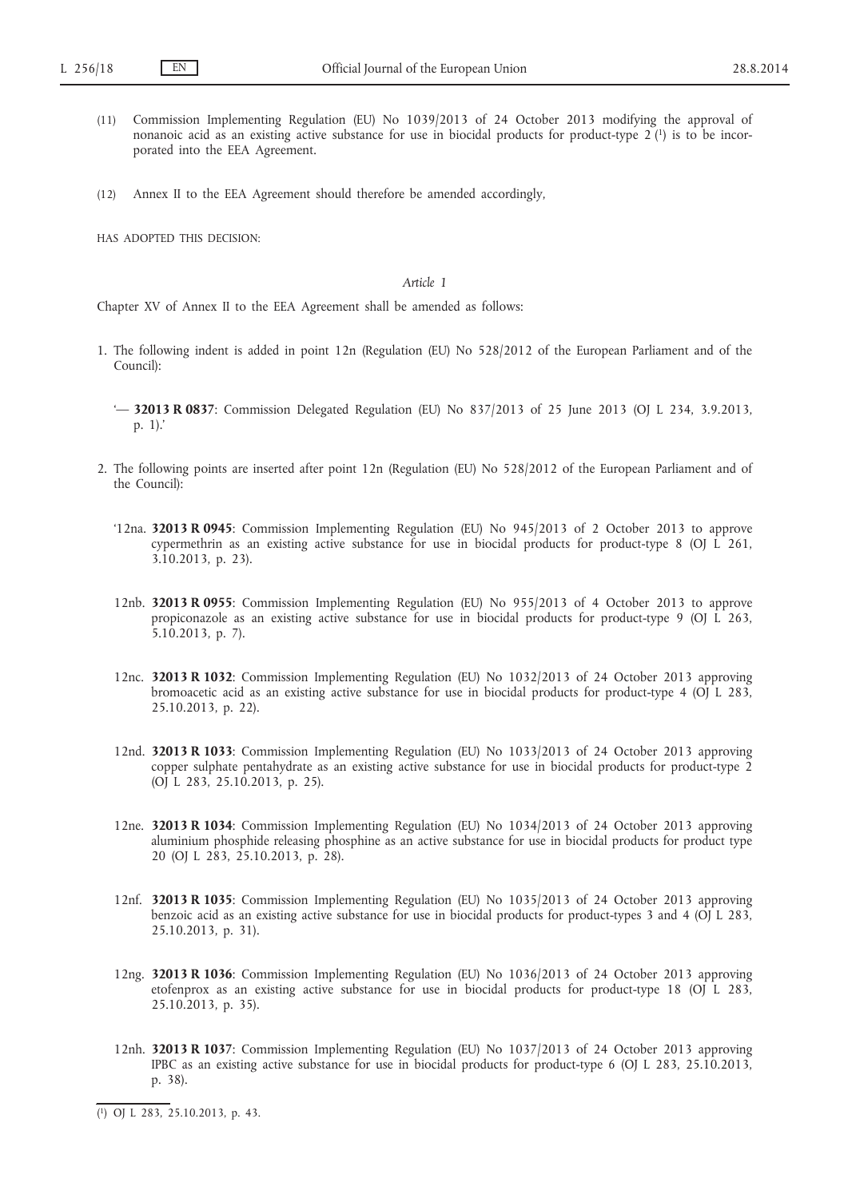(11) Commission Implementing Regulation (EU) No 1039/2013 of 24 October 2013 modifying the approval of nonanoic acid as an existing active substance for use in biocidal products for product-type 2 [1] is to be incorporated into the EEA Agreement.

(12) Annex II to the EEA Agreement should therefore be amended accordingly,

HAS ADOPTED THIS DECISION:

*Article 1*

Chapter XV of Annex II to the EEA Agreement shall be amended as follows:

1. The following indent is added in point 12n (Regulation (EU) No 528/2012 of the European Parliament and of the Council):

   '— **32013 R 0837**: Commission Delegated Regulation (EU) No 837/2013 of 25 June 2013 (OJ L 234, 3.9.2013, p. 1).'

2. The following points are inserted after point 12n (Regulation (EU) No 528/2012 of the European Parliament and of the Council):

   '12na. **32013 R 0945**: Commission Implementing Regulation (EU) No 945/2013 of 2 October 2013 to approve cypermethrin as an existing active substance for use in biocidal products for product-type 8 (OJ L 261, 3.10.2013, p. 23).

   12nb. **32013 R 0955**: Commission Implementing Regulation (EU) No 955/2013 of 4 October 2013 to approve propiconazole as an existing active substance for use in biocidal products for product-type 9 (OJ L 263, 5.10.2013, p. 7).

   12nc. **32013 R 1032**: Commission Implementing Regulation (EU) No 1032/2013 of 24 October 2013 approving bromoacetic acid as an existing active substance for use in biocidal products for product-type 4 (OJ L 283, 25.10.2013, p. 22).

   12nd. **32013 R 1033**: Commission Implementing Regulation (EU) No 1033/2013 of 24 October 2013 approving copper sulphate pentahydrate as an existing active substance for use in biocidal products for product-type 2 (OJ L 283, 25.10.2013, p. 25).

   12ne. **32013 R 1034**: Commission Implementing Regulation (EU) No 1034/2013 of 24 October 2013 approving aluminium phosphide releasing phosphine as an active substance for use in biocidal products for product type 20 (OJ L 283, 25.10.2013, p. 28).

   12nf. **32013 R 1035**: Commission Implementing Regulation (EU) No 1035/2013 of 24 October 2013 approving benzoic acid as an existing active substance for use in biocidal products for product-types 3 and 4 (OJ L 283, 25.10.2013, p. 31).

   12ng. **32013 R 1036**: Commission Implementing Regulation (EU) No 1036/2013 of 24 October 2013 approving etofenprox as an existing active substance for use in biocidal products for product-type 18 (OJ L 283, 25.10.2013, p. 35).

   12nh. **32013 R 1037**: Commission Implementing Regulation (EU) No 1037/2013 of 24 October 2013 approving IPBC as an existing active substance for use in biocidal products for product-type 6 (OJ L 283, 25.10.2013, p. 38).

[1] OJ L 283, 25.10.2013, p. 43.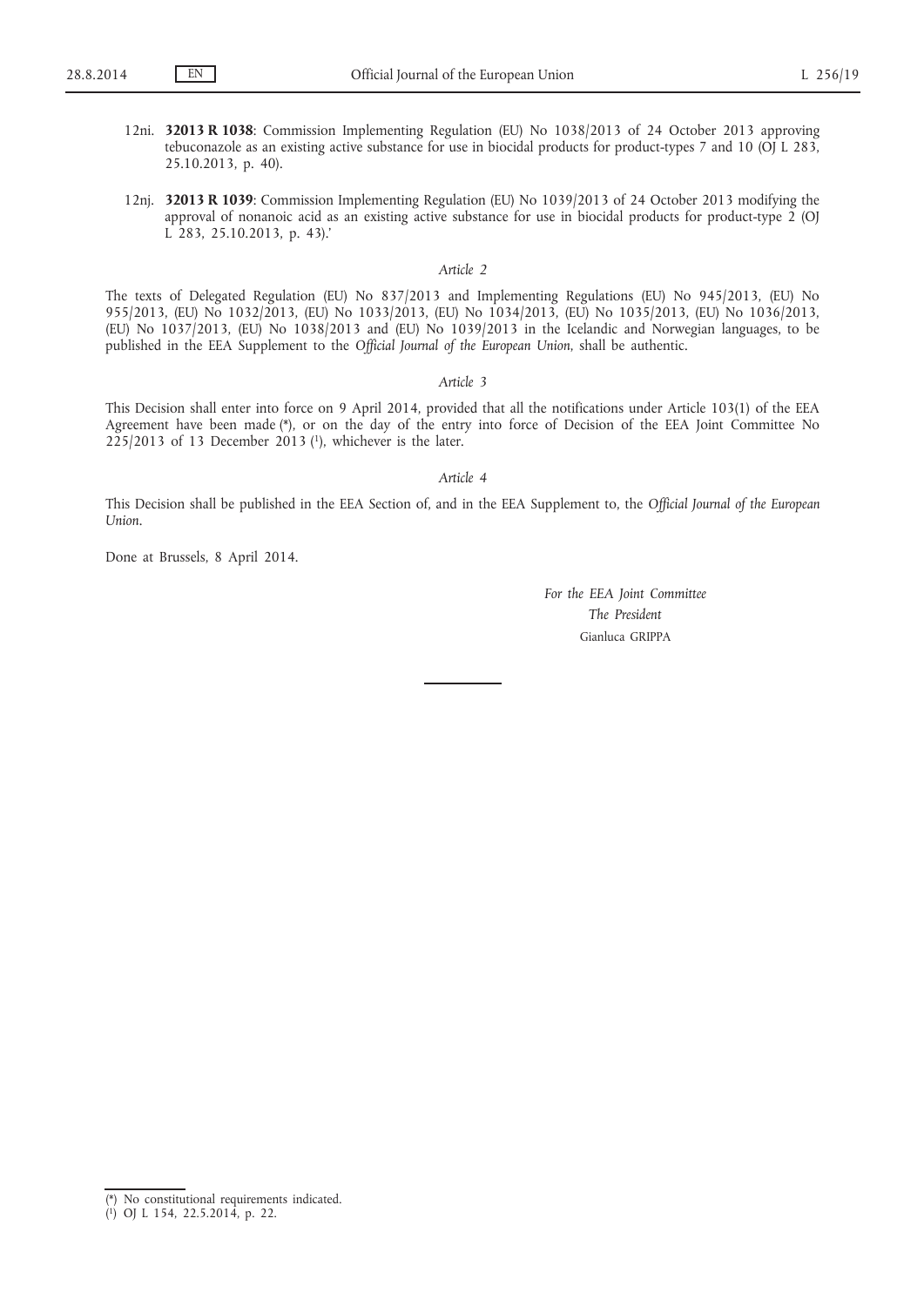12ni. **32013 R 1038**: Commission Implementing Regulation (EU) No 1038/2013 of 24 October 2013 approving tebuconazole as an existing active substance for use in biocidal products for product-types 7 and 10 (OJ L 283, 25.10.2013, p. 40).

12nj. **32013 R 1039**: Commission Implementing Regulation (EU) No 1039/2013 of 24 October 2013 modifying the approval of nonanoic acid as an existing active substance for use in biocidal products for product-type 2 (OJ L 283, 25.10.2013, p. 43).'

*Article 2*

The texts of Delegated Regulation (EU) No 837/2013 and Implementing Regulations (EU) No 945/2013, (EU) No 955/2013, (EU) No 1032/2013, (EU) No 1033/2013, (EU) No 1034/2013, (EU) No 1035/2013, (EU) No 1036/2013, (EU) No 1037/2013, (EU) No 1038/2013 and (EU) No 1039/2013 in the Icelandic and Norwegian languages, to be published in the EEA Supplement to the *Official Journal of the European Union*, shall be authentic.

*Article 3*

This Decision shall enter into force on 9 April 2014, provided that all the notifications under Article 103(1) of the EEA Agreement have been made (*), or on the day of the entry into force of Decision of the EEA Joint Committee No 225/2013 of 13 December 2013 [1], whichever is the later.

*Article 4*

This Decision shall be published in the EEA Section of, and in the EEA Supplement to, the *Official Journal of the European Union*.

Done at Brussels, 8 April 2014.

*For the EEA Joint Committee*

*The President*

Gianluca GRIPPA

---

(*) No constitutional requirements indicated.

[1] OJ L 154, 22.5.2014, p. 22.